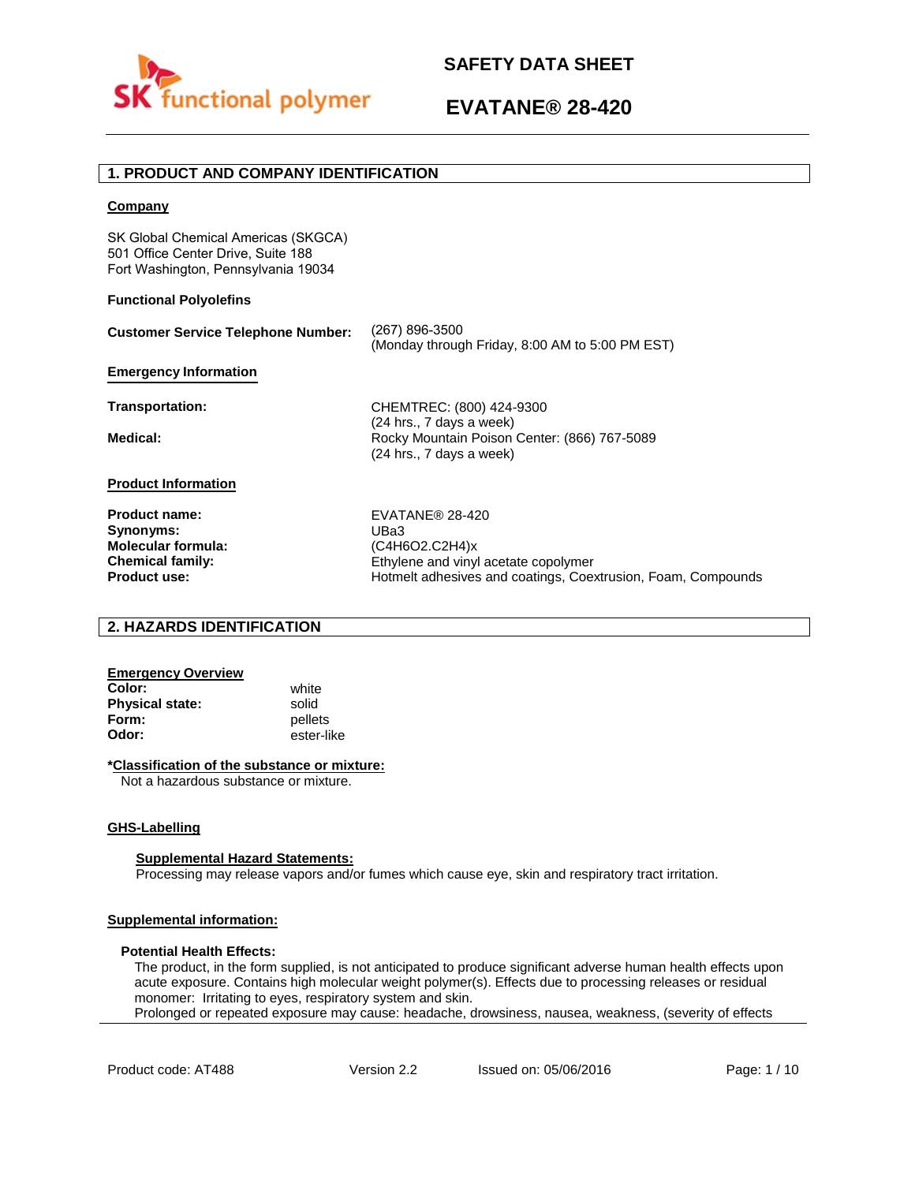# SAFETY DATA SHEET

# EVATANE® 28-420

## 1. PRODUCT AND COMPANY IDENTIFICATION

**Company**

SK Global Chemical Americas (SKGCA)
501 Office Center Drive, Suite 188
Fort Washington, Pennsylvania 19034

**Functional Polyolefins**

**Customer Service Telephone Number:** (267) 896-3500
(Monday through Friday, 8:00 AM to 5:00 PM EST)

**Emergency Information**

**Transportation:** CHEMTREC: (800) 424-9300
(24 hrs., 7 days a week)

**Medical:** Rocky Mountain Poison Center: (866) 767-5089
(24 hrs., 7 days a week)

**Product Information**

**Product name:** EVATANE® 28-420
**Synonyms:** UBa3
**Molecular formula:** $(C_4H_6O_2.C_2H_4)_x$
**Chemical family:** Ethylene and vinyl acetate copolymer
**Product use:** Hotmelt adhesives and coatings, Coextrusion, Foam, Compounds

## 2. HAZARDS IDENTIFICATION

**Emergency Overview**

**Color:** white
**Physical state:** solid
**Form:** pellets
**Odor:** ester-like

**\*Classification of the substance or mixture:**

Not a hazardous substance or mixture.

**GHS-Labelling**

**Supplemental Hazard Statements:**

Processing may release vapors and/or fumes which cause eye, skin and respiratory tract irritation.

**Supplemental information:**

**Potential Health Effects:**

The product, in the form supplied, is not anticipated to produce significant adverse human health effects upon acute exposure. Contains high molecular weight polymer(s). Effects due to processing releases or residual monomer: Irritating to eyes, respiratory system and skin.
Prolonged or repeated exposure may cause: headache, drowsiness, nausea, weakness, (severity of effects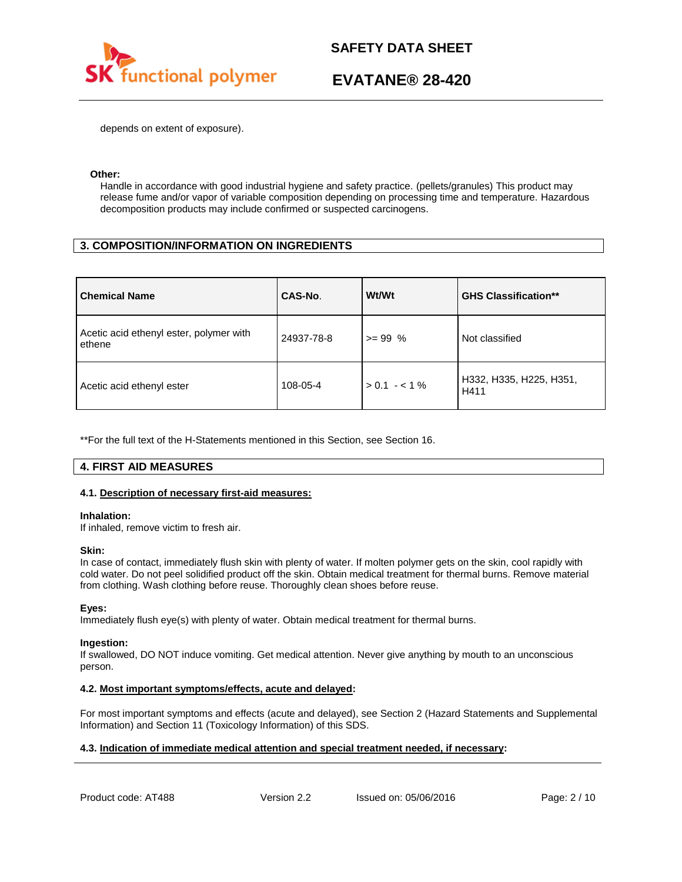depends on extent of exposure).

**Other:**

Handle in accordance with good industrial hygiene and safety practice. (pellets/granules) This product may release fume and/or vapor of variable composition depending on processing time and temperature. Hazardous decomposition products may include confirmed or suspected carcinogens.

## 3. COMPOSITION/INFORMATION ON INGREDIENTS

| Chemical Name | CAS-No. | Wt/Wt | GHS Classification** |
|---|---|---|---|
| Acetic acid ethenyl ester, polymer with ethene | 24937-78-8 | >= 99 % | Not classified |
| Acetic acid ethenyl ester | 108-05-4 | > 0.1 - < 1 % | H332, H335, H225, H351, H411 |

**For the full text of the H-Statements mentioned in this Section, see Section 16.

## 4. FIRST AID MEASURES

### 4.1. Description of necessary first-aid measures:

**Inhalation:**
If inhaled, remove victim to fresh air.

**Skin:**
In case of contact, immediately flush skin with plenty of water. If molten polymer gets on the skin, cool rapidly with cold water. Do not peel solidified product off the skin. Obtain medical treatment for thermal burns. Remove material from clothing. Wash clothing before reuse. Thoroughly clean shoes before reuse.

**Eyes:**
Immediately flush eye(s) with plenty of water. Obtain medical treatment for thermal burns.

**Ingestion:**
If swallowed, DO NOT induce vomiting. Get medical attention. Never give anything by mouth to an unconscious person.

### 4.2. Most important symptoms/effects, acute and delayed:

For most important symptoms and effects (acute and delayed), see Section 2 (Hazard Statements and Supplemental Information) and Section 11 (Toxicology Information) of this SDS.

### 4.3. Indication of immediate medical attention and special treatment needed, if necessary: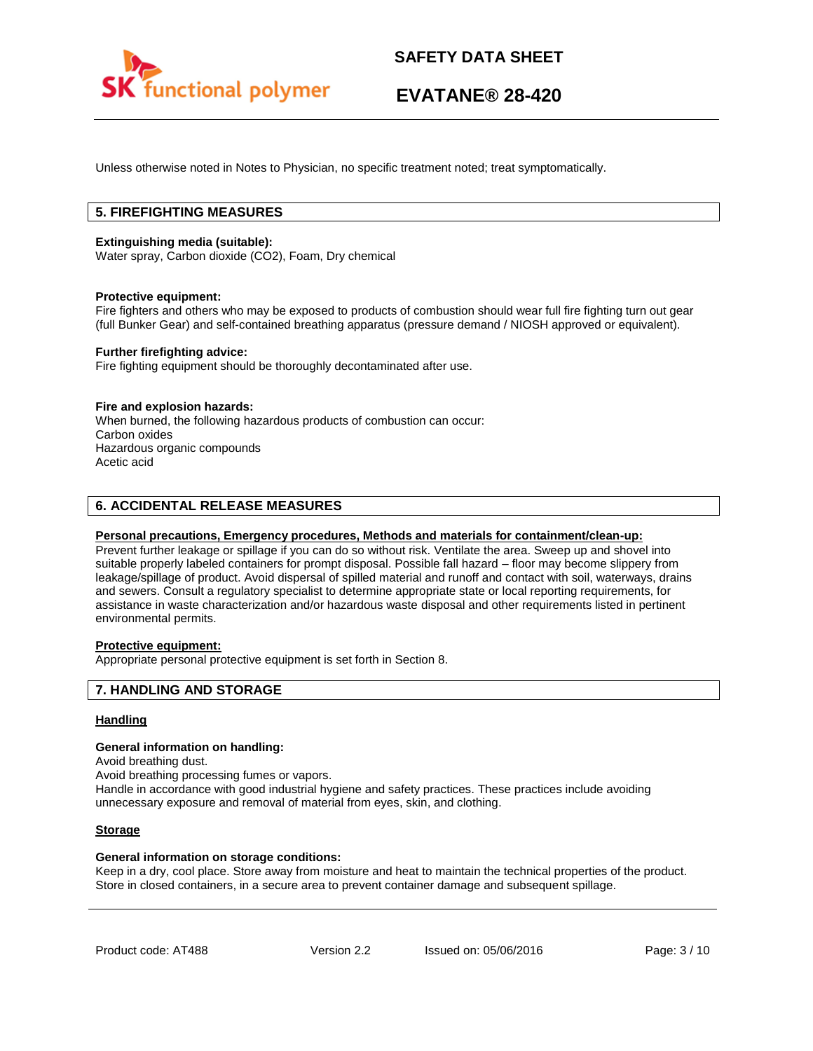Unless otherwise noted in Notes to Physician, no specific treatment noted; treat symptomatically.

## 5. FIREFIGHTING MEASURES

**Extinguishing media (suitable):**
Water spray, Carbon dioxide ($CO_2$), Foam, Dry chemical

**Protective equipment:**
Fire fighters and others who may be exposed to products of combustion should wear full fire fighting turn out gear (full Bunker Gear) and self-contained breathing apparatus (pressure demand / NIOSH approved or equivalent).

**Further firefighting advice:**
Fire fighting equipment should be thoroughly decontaminated after use.

**Fire and explosion hazards:**
When burned, the following hazardous products of combustion can occur:
Carbon oxides
Hazardous organic compounds
Acetic acid

## 6. ACCIDENTAL RELEASE MEASURES

**Personal precautions, Emergency procedures, Methods and materials for containment/clean-up:**
Prevent further leakage or spillage if you can do so without risk. Ventilate the area. Sweep up and shovel into suitable properly labeled containers for prompt disposal. Possible fall hazard – floor may become slippery from leakage/spillage of product. Avoid dispersal of spilled material and runoff and contact with soil, waterways, drains and sewers. Consult a regulatory specialist to determine appropriate state or local reporting requirements, for assistance in waste characterization and/or hazardous waste disposal and other requirements listed in pertinent environmental permits.

**Protective equipment:**
Appropriate personal protective equipment is set forth in Section 8.

## 7. HANDLING AND STORAGE

**Handling**

**General information on handling:**
Avoid breathing dust.
Avoid breathing processing fumes or vapors.
Handle in accordance with good industrial hygiene and safety practices. These practices include avoiding unnecessary exposure and removal of material from eyes, skin, and clothing.

**Storage**

**General information on storage conditions:**
Keep in a dry, cool place. Store away from moisture and heat to maintain the technical properties of the product. Store in closed containers, in a secure area to prevent container damage and subsequent spillage.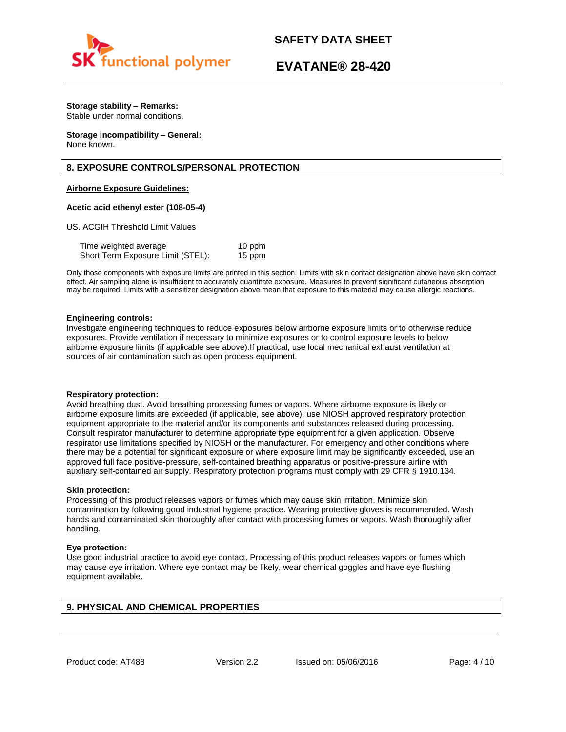**Storage stability – Remarks:**
Stable under normal conditions.

**Storage incompatibility – General:**
None known.

## 8. EXPOSURE CONTROLS/PERSONAL PROTECTION

**Airborne Exposure Guidelines:**

**Acetic acid ethenyl ester (108-05-4)**

US. ACGIH Threshold Limit Values

| | |
|---|---|
| Time weighted average | 10 ppm |
| Short Term Exposure Limit (STEL): | 15 ppm |

Only those components with exposure limits are printed in this section. Limits with skin contact designation above have skin contact effect. Air sampling alone is insufficient to accurately quantitate exposure. Measures to prevent significant cutaneous absorption may be required. Limits with a sensitizer designation above mean that exposure to this material may cause allergic reactions.

**Engineering controls:**
Investigate engineering techniques to reduce exposures below airborne exposure limits or to otherwise reduce exposures. Provide ventilation if necessary to minimize exposures or to control exposure levels to below airborne exposure limits (if applicable see above).If practical, use local mechanical exhaust ventilation at sources of air contamination such as open process equipment.

**Respiratory protection:**
Avoid breathing dust. Avoid breathing processing fumes or vapors. Where airborne exposure is likely or airborne exposure limits are exceeded (if applicable, see above), use NIOSH approved respiratory protection equipment appropriate to the material and/or its components and substances released during processing. Consult respirator manufacturer to determine appropriate type equipment for a given application. Observe respirator use limitations specified by NIOSH or the manufacturer. For emergency and other conditions where there may be a potential for significant exposure or where exposure limit may be significantly exceeded, use an approved full face positive-pressure, self-contained breathing apparatus or positive-pressure airline with auxiliary self-contained air supply. Respiratory protection programs must comply with 29 CFR § 1910.134.

**Skin protection:**
Processing of this product releases vapors or fumes which may cause skin irritation. Minimize skin contamination by following good industrial hygiene practice. Wearing protective gloves is recommended. Wash hands and contaminated skin thoroughly after contact with processing fumes or vapors. Wash thoroughly after handling.

**Eye protection:**
Use good industrial practice to avoid eye contact. Processing of this product releases vapors or fumes which may cause eye irritation. Where eye contact may be likely, wear chemical goggles and have eye flushing equipment available.

## 9. PHYSICAL AND CHEMICAL PROPERTIES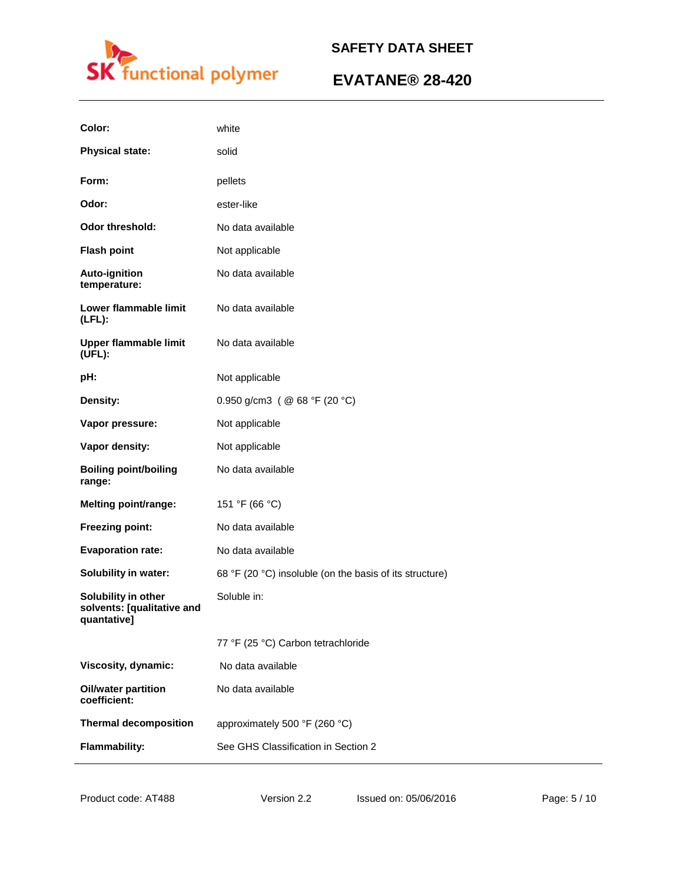| | |
|---|---|
| **Color:** | white |
| **Physical state:** | solid |
| **Form:** | pellets |
| **Odor:** | ester-like |
| **Odor threshold:** | No data available |
| **Flash point** | Not applicable |
| **Auto-ignition temperature:** | No data available |
| **Lower flammable limit (LFL):** | No data available |
| **Upper flammable limit (UFL):** | No data available |
| **pH:** | Not applicable |
| **Density:** | 0.950 g/cm3 ( @ 68 °F (20 °C) |
| **Vapor pressure:** | Not applicable |
| **Vapor density:** | Not applicable |
| **Boiling point/boiling range:** | No data available |
| **Melting point/range:** | 151 °F (66 °C) |
| **Freezing point:** | No data available |
| **Evaporation rate:** | No data available |
| **Solubility in water:** | 68 °F (20 °C) insoluble (on the basis of its structure) |
| **Solubility in other solvents: [qualitative and quantative]** | Soluble in: |
| | 77 °F (25 °C) Carbon tetrachloride |
| **Viscosity, dynamic:** | No data available |
| **Oil/water partition coefficient:** | No data available |
| **Thermal decomposition** | approximately 500 °F (260 °C) |
| **Flammability:** | See GHS Classification in Section 2 |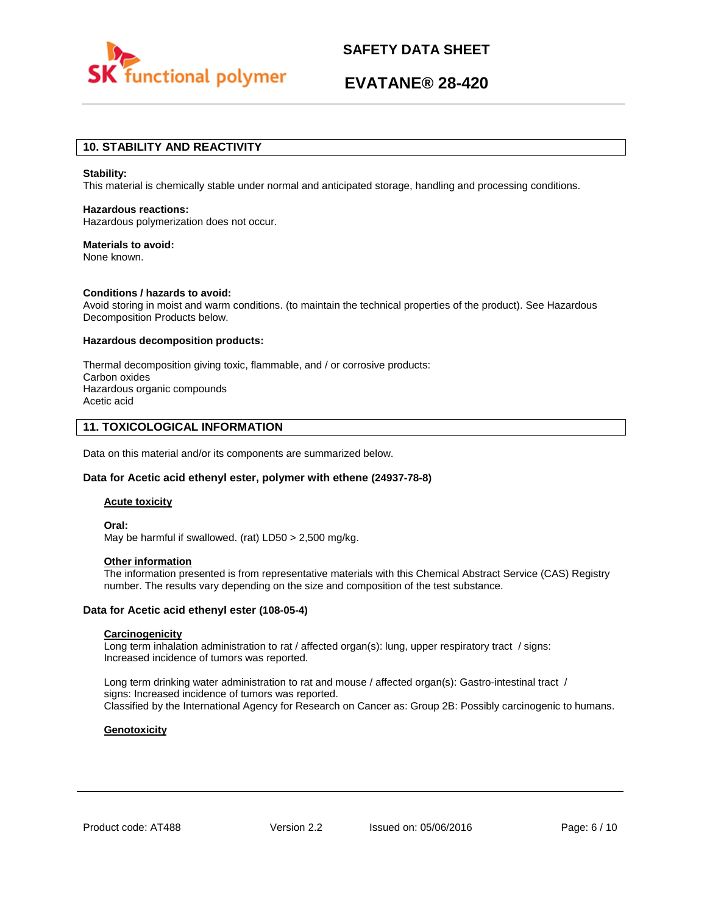## 10. STABILITY AND REACTIVITY

**Stability:**
This material is chemically stable under normal and anticipated storage, handling and processing conditions.

**Hazardous reactions:**
Hazardous polymerization does not occur.

**Materials to avoid:**
None known.

**Conditions / hazards to avoid:**
Avoid storing in moist and warm conditions. (to maintain the technical properties of the product). See Hazardous Decomposition Products below.

**Hazardous decomposition products:**

Thermal decomposition giving toxic, flammable, and / or corrosive products:
Carbon oxides
Hazardous organic compounds
Acetic acid

## 11. TOXICOLOGICAL INFORMATION

Data on this material and/or its components are summarized below.

### Data for Acetic acid ethenyl ester, polymer with ethene (24937-78-8)

**Acute toxicity**

**Oral:**
May be harmful if swallowed. (rat) LD50 > 2,500 mg/kg.

**Other information**
The information presented is from representative materials with this Chemical Abstract Service (CAS) Registry number. The results vary depending on the size and composition of the test substance.

### Data for Acetic acid ethenyl ester (108-05-4)

**Carcinogenicity**
Long term inhalation administration to rat / affected organ(s): lung, upper respiratory tract / signs: Increased incidence of tumors was reported.

Long term drinking water administration to rat and mouse / affected organ(s): Gastro-intestinal tract / signs: Increased incidence of tumors was reported.
Classified by the International Agency for Research on Cancer as: Group 2B: Possibly carcinogenic to humans.

**Genotoxicity**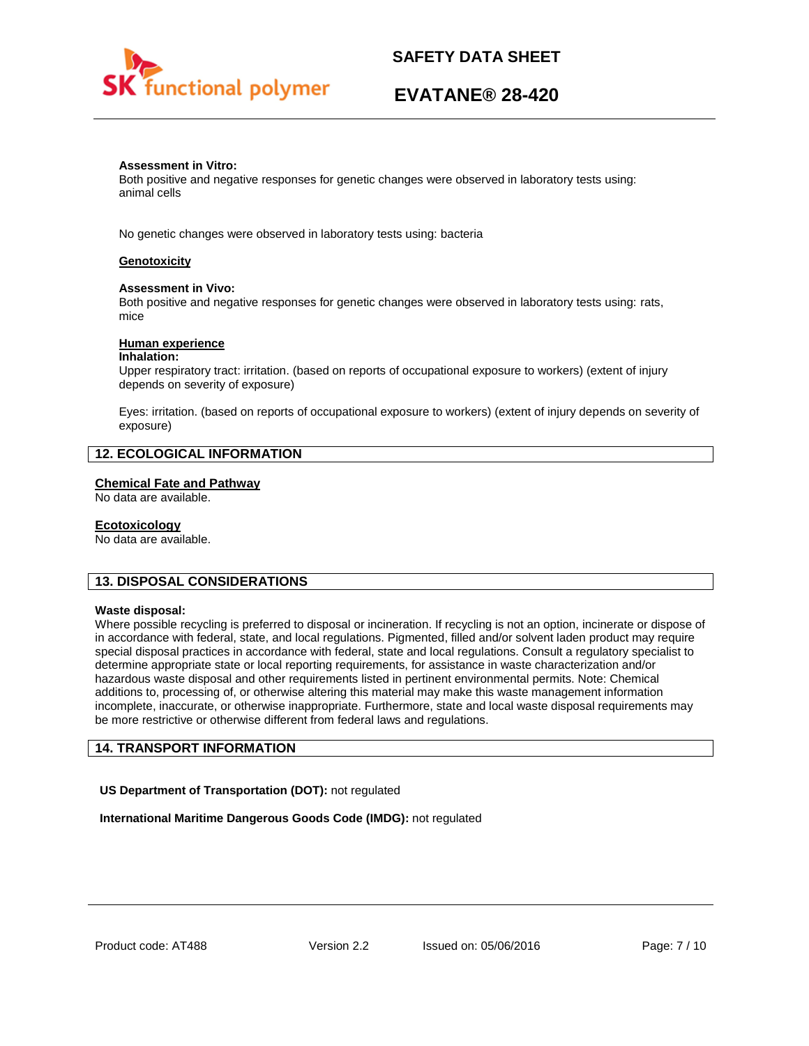**Assessment in Vitro:**
Both positive and negative responses for genetic changes were observed in laboratory tests using: animal cells

No genetic changes were observed in laboratory tests using: bacteria

**Genotoxicity**

**Assessment in Vivo:**
Both positive and negative responses for genetic changes were observed in laboratory tests using: rats, mice

**Human experience**
**Inhalation:**
Upper respiratory tract: irritation. (based on reports of occupational exposure to workers) (extent of injury depends on severity of exposure)

Eyes: irritation. (based on reports of occupational exposure to workers) (extent of injury depends on severity of exposure)

## 12. ECOLOGICAL INFORMATION

**Chemical Fate and Pathway**
No data are available.

**Ecotoxicology**
No data are available.

## 13. DISPOSAL CONSIDERATIONS

**Waste disposal:**
Where possible recycling is preferred to disposal or incineration. If recycling is not an option, incinerate or dispose of in accordance with federal, state, and local regulations. Pigmented, filled and/or solvent laden product may require special disposal practices in accordance with federal, state and local regulations. Consult a regulatory specialist to determine appropriate state or local reporting requirements, for assistance in waste characterization and/or hazardous waste disposal and other requirements listed in pertinent environmental permits. Note: Chemical additions to, processing of, or otherwise altering this material may make this waste management information incomplete, inaccurate, or otherwise inappropriate. Furthermore, state and local waste disposal requirements may be more restrictive or otherwise different from federal laws and regulations.

## 14. TRANSPORT INFORMATION

**US Department of Transportation (DOT):** not regulated

**International Maritime Dangerous Goods Code (IMDG):** not regulated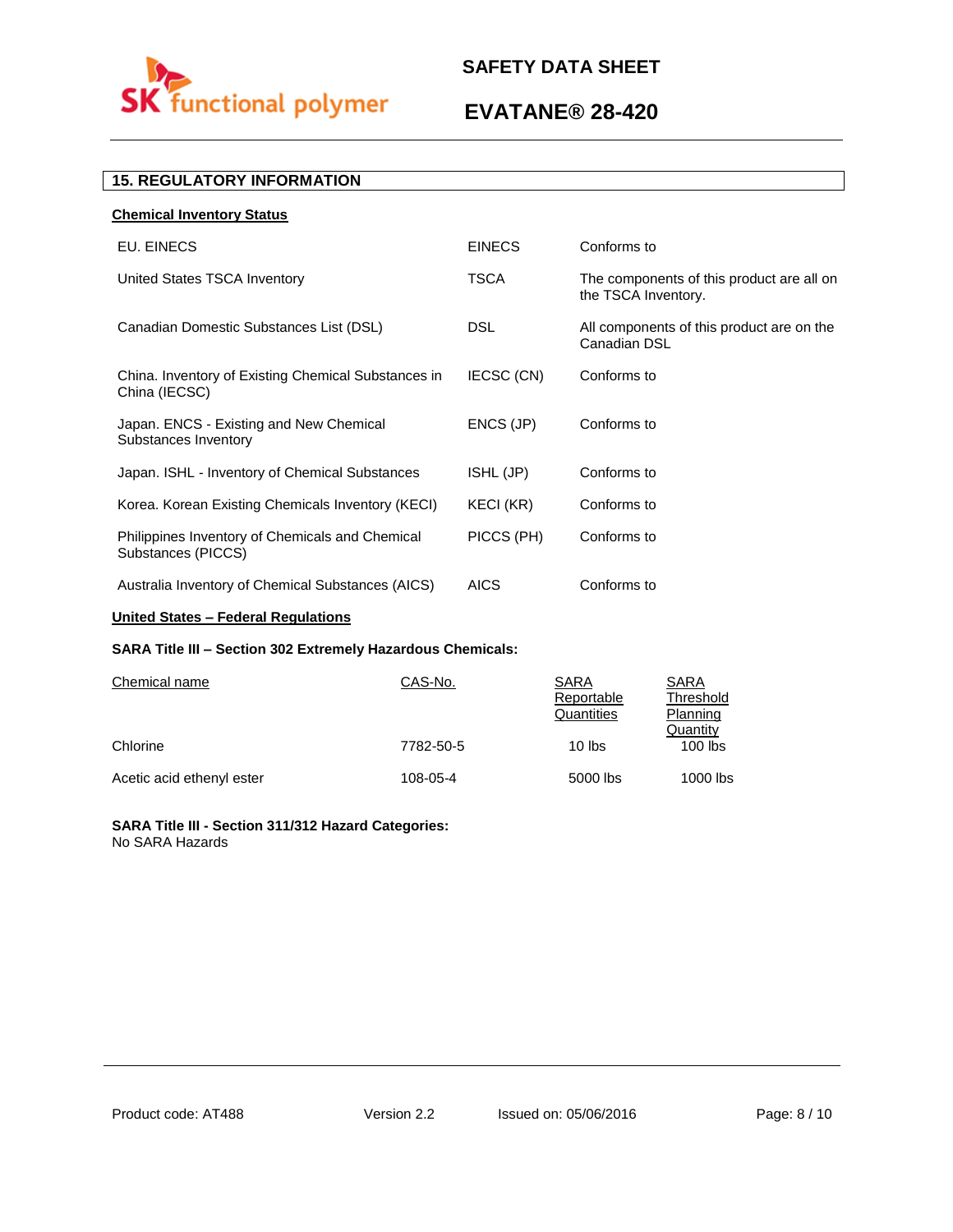## 15. REGULATORY INFORMATION

**Chemical Inventory Status**

| | | |
|---|---|---|
| EU. EINECS | EINECS | Conforms to |
| United States TSCA Inventory | TSCA | The components of this product are all on the TSCA Inventory. |
| Canadian Domestic Substances List (DSL) | DSL | All components of this product are on the Canadian DSL |
| China. Inventory of Existing Chemical Substances in China (IECSC) | IECSC (CN) | Conforms to |
| Japan. ENCS - Existing and New Chemical Substances Inventory | ENCS (JP) | Conforms to |
| Japan. ISHL - Inventory of Chemical Substances | ISHL (JP) | Conforms to |
| Korea. Korean Existing Chemicals Inventory (KECI) | KECI (KR) | Conforms to |
| Philippines Inventory of Chemicals and Chemical Substances (PICCS) | PICCS (PH) | Conforms to |
| Australia Inventory of Chemical Substances (AICS) | AICS | Conforms to |

**United States – Federal Regulations**

**SARA Title III – Section 302 Extremely Hazardous Chemicals:**

| Chemical name | CAS-No. | SARA Reportable Quantities | SARA Threshold Planning Quantity |
|---|---|---|---|
| Chlorine | 7782-50-5 | 10 lbs | 100 lbs |
| Acetic acid ethenyl ester | 108-05-4 | 5000 lbs | 1000 lbs |

**SARA Title III - Section 311/312 Hazard Categories:**
No SARA Hazards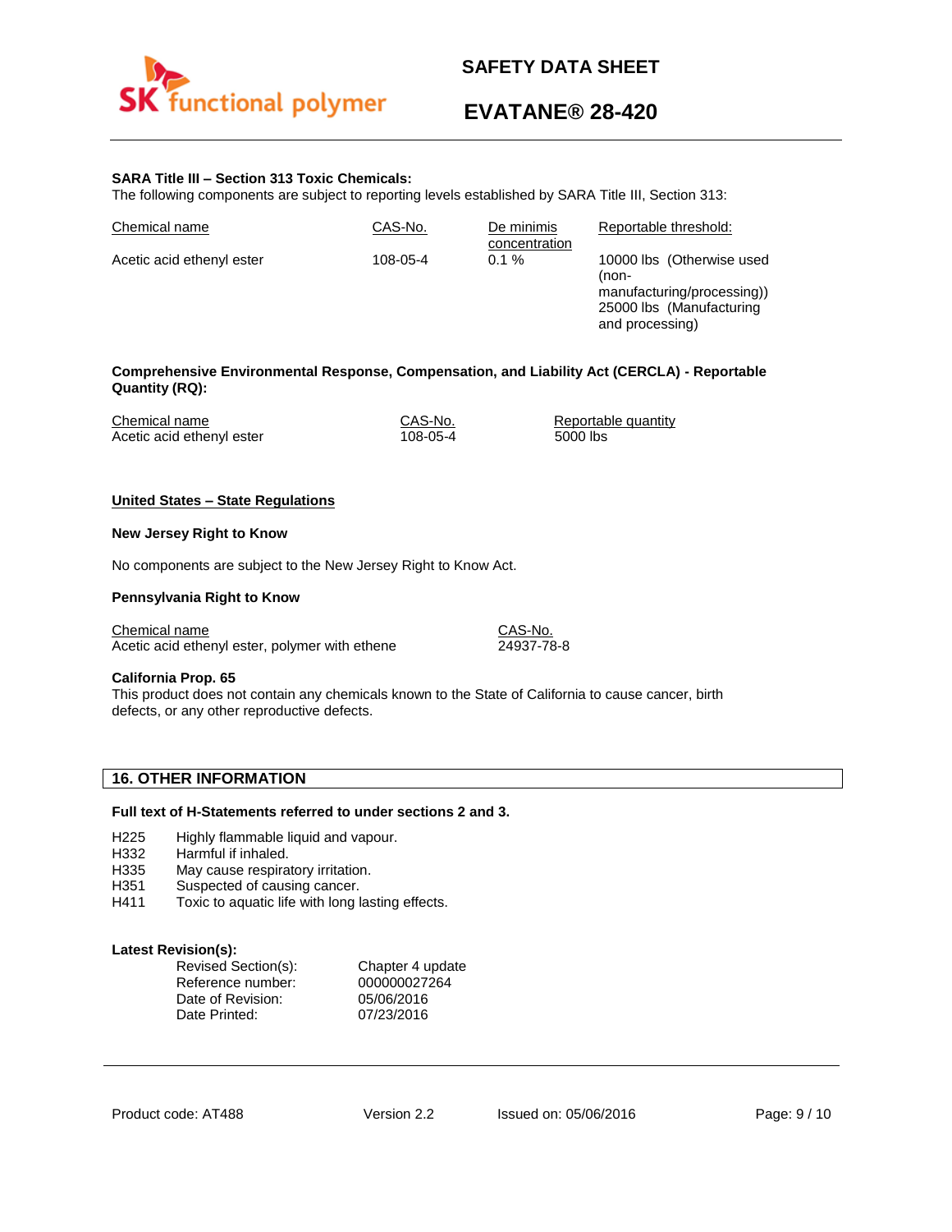**SARA Title III – Section 313 Toxic Chemicals:**
The following components are subject to reporting levels established by SARA Title III, Section 313:

| Chemical name | CAS-No. | De minimis concentration | Reportable threshold: |
|---|---|---|---|
| Acetic acid ethenyl ester | 108-05-4 | 0.1 % | 10000 lbs (Otherwise used (non-manufacturing/processing)) 25000 lbs (Manufacturing and processing) |

**Comprehensive Environmental Response, Compensation, and Liability Act (CERCLA) - Reportable Quantity (RQ):**

| Chemical name | CAS-No. | Reportable quantity |
|---|---|---|
| Acetic acid ethenyl ester | 108-05-4 | 5000 lbs |

**United States – State Regulations**

**New Jersey Right to Know**

No components are subject to the New Jersey Right to Know Act.

**Pennsylvania Right to Know**

| Chemical name | CAS-No. |
|---|---|
| Acetic acid ethenyl ester, polymer with ethene | 24937-78-8 |

**California Prop. 65**
This product does not contain any chemicals known to the State of California to cause cancer, birth defects, or any other reproductive defects.

## 16. OTHER INFORMATION

**Full text of H-Statements referred to under sections 2 and 3.**

- H225 Highly flammable liquid and vapour.
- H332 Harmful if inhaled.
- H335 May cause respiratory irritation.
- H351 Suspected of causing cancer.
- H411 Toxic to aquatic life with long lasting effects.

**Latest Revision(s):**

| | |
|---|---|
| Revised Section(s): | Chapter 4 update |
| Reference number: | 000000027264 |
| Date of Revision: | 05/06/2016 |
| Date Printed: | 07/23/2016 |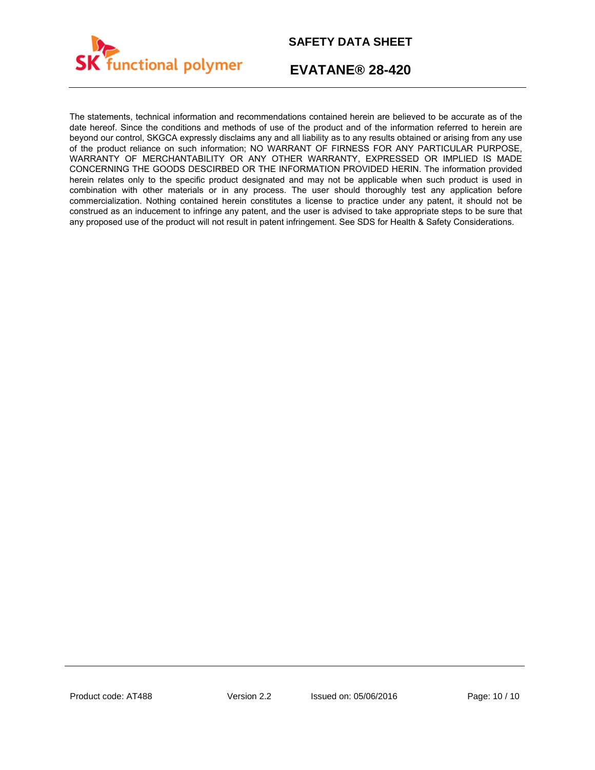The statements, technical information and recommendations contained herein are believed to be accurate as of the date hereof. Since the conditions and methods of use of the product and of the information referred to herein are beyond our control, SKGCA expressly disclaims any and all liability as to any results obtained or arising from any use of the product reliance on such information; NO WARRANT OF FIRNESS FOR ANY PARTICULAR PURPOSE, WARRANTY OF MERCHANTABILITY OR ANY OTHER WARRANTY, EXPRESSED OR IMPLIED IS MADE CONCERNING THE GOODS DESCIRBED OR THE INFORMATION PROVIDED HERIN. The information provided herein relates only to the specific product designated and may not be applicable when such product is used in combination with other materials or in any process. The user should thoroughly test any application before commercialization. Nothing contained herein constitutes a license to practice under any patent, it should not be construed as an inducement to infringe any patent, and the user is advised to take appropriate steps to be sure that any proposed use of the product will not result in patent infringement. See SDS for Health & Safety Considerations.